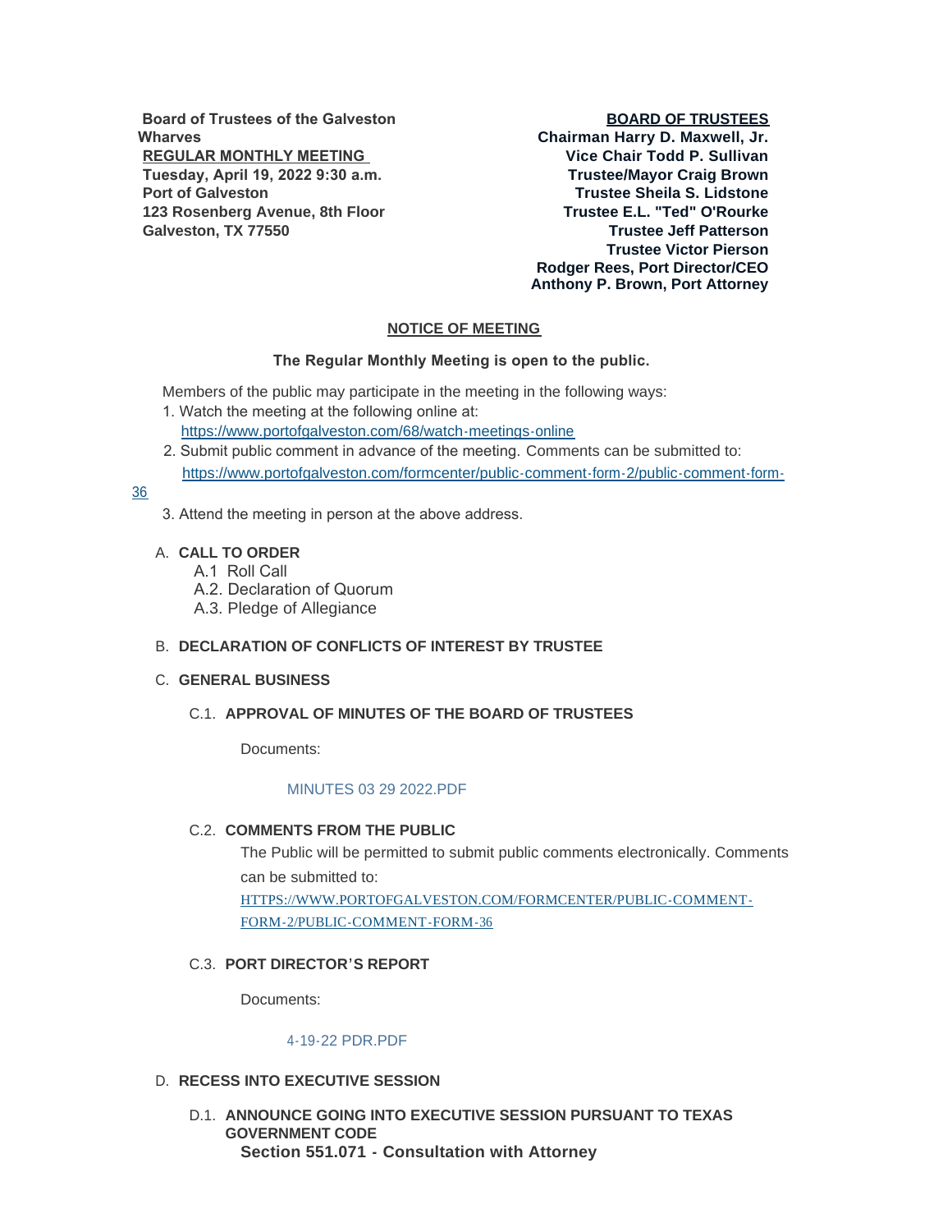**Board of Trustees of the Galveston Wharves**
**REGULAR MONTHLY MEETING**
**Tuesday, April 19, 2022 9:30 a.m.**
**Port of Galveston**
**123 Rosenberg Avenue, 8th Floor**
**Galveston, TX 77550**

**BOARD OF TRUSTEES**
**Chairman Harry D. Maxwell, Jr.**
**Vice Chair Todd P. Sullivan**
**Trustee/Mayor Craig Brown**
**Trustee Sheila S. Lidstone**
**Trustee E.L. "Ted" O'Rourke**
**Trustee Jeff Patterson**
**Trustee Victor Pierson**
**Rodger Rees, Port Director/CEO**
**Anthony P. Brown, Port Attorney**

## NOTICE OF MEETING

**The Regular Monthly Meeting is open to the public.**

Members of the public may participate in the meeting in the following ways:

1. Watch the meeting at the following online at:
   https://www.portofgalveston.com/68/watch-meetings-online
2. Submit public comment in advance of the meeting. Comments can be submitted to:
   https://www.portofgalveston.com/formcenter/public-comment-form-2/public-comment-form-36
3. Attend the meeting in person at the above address.

A. **CALL TO ORDER**
   - A.1 Roll Call
   - A.2. Declaration of Quorum
   - A.3. Pledge of Allegiance

B. **DECLARATION OF CONFLICTS OF INTEREST BY TRUSTEE**

C. **GENERAL BUSINESS**

C.1. **APPROVAL OF MINUTES OF THE BOARD OF TRUSTEES**

Documents:

MINUTES 03 29 2022.PDF

C.2. **COMMENTS FROM THE PUBLIC**

The Public will be permitted to submit public comments electronically. Comments can be submitted to:
HTTPS://WWW.PORTOFGALVESTON.COM/FORMCENTER/PUBLIC-COMMENT-FORM-2/PUBLIC-COMMENT-FORM-36

C.3. **PORT DIRECTOR'S REPORT**

Documents:

4-19-22 PDR.PDF

D. **RECESS INTO EXECUTIVE SESSION**

D.1. **ANNOUNCE GOING INTO EXECUTIVE SESSION PURSUANT TO TEXAS GOVERNMENT CODE**
**Section 551.071 - Consultation with Attorney**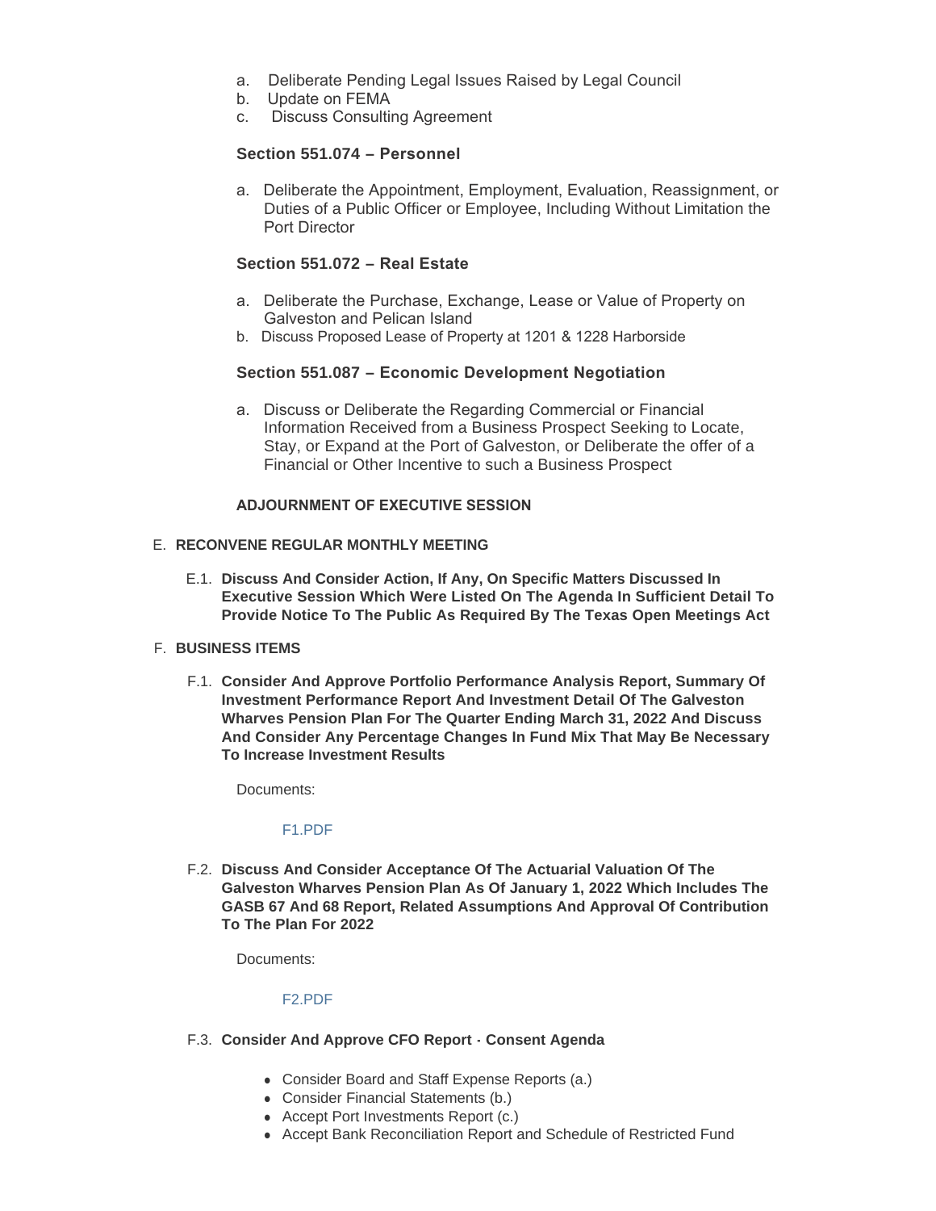a. Deliberate Pending Legal Issues Raised by Legal Council
b. Update on FEMA
c. Discuss Consulting Agreement

**Section 551.074 – Personnel**

a. Deliberate the Appointment, Employment, Evaluation, Reassignment, or Duties of a Public Officer or Employee, Including Without Limitation the Port Director

**Section 551.072 – Real Estate**

a. Deliberate the Purchase, Exchange, Lease or Value of Property on Galveston and Pelican Island
b. Discuss Proposed Lease of Property at 1201 & 1228 Harborside

**Section 551.087 – Economic Development Negotiation**

a. Discuss or Deliberate the Regarding Commercial or Financial Information Received from a Business Prospect Seeking to Locate, Stay, or Expand at the Port of Galveston, or Deliberate the offer of a Financial or Other Incentive to such a Business Prospect

**ADJOURNMENT OF EXECUTIVE SESSION**

E. **RECONVENE REGULAR MONTHLY MEETING**

E.1. **Discuss And Consider Action, If Any, On Specific Matters Discussed In Executive Session Which Were Listed On The Agenda In Sufficient Detail To Provide Notice To The Public As Required By The Texas Open Meetings Act**

F. **BUSINESS ITEMS**

F.1. **Consider And Approve Portfolio Performance Analysis Report, Summary Of Investment Performance Report And Investment Detail Of The Galveston Wharves Pension Plan For The Quarter Ending March 31, 2022 And Discuss And Consider Any Percentage Changes In Fund Mix That May Be Necessary To Increase Investment Results**

Documents:

F1.PDF

F.2. **Discuss And Consider Acceptance Of The Actuarial Valuation Of The Galveston Wharves Pension Plan As Of January 1, 2022 Which Includes The GASB 67 And 68 Report, Related Assumptions And Approval Of Contribution To The Plan For 2022**

Documents:

F2.PDF

F.3. **Consider And Approve CFO Report - Consent Agenda**

- Consider Board and Staff Expense Reports (a.)
- Consider Financial Statements (b.)
- Accept Port Investments Report (c.)
- Accept Bank Reconciliation Report and Schedule of Restricted Fund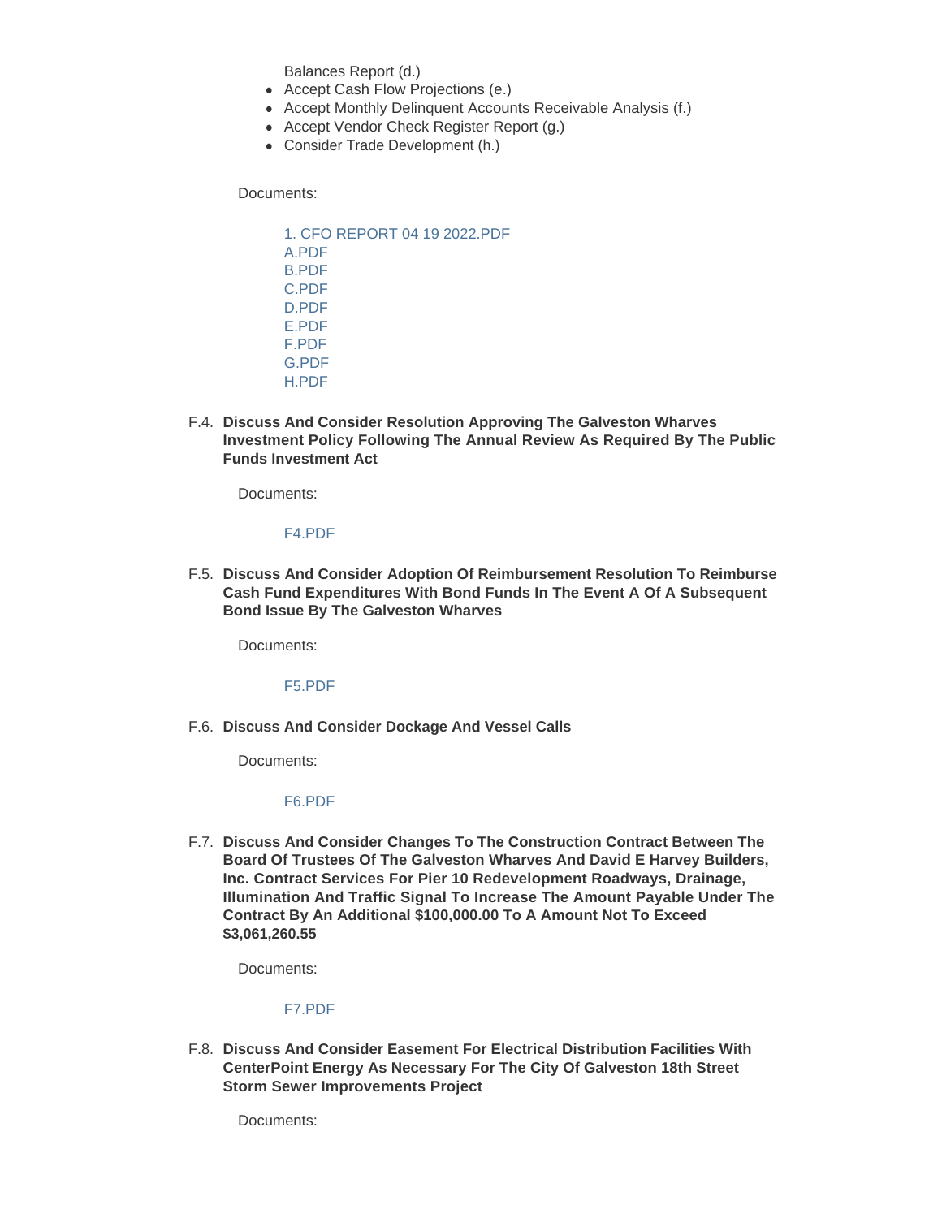Balances Report (d.)

- Accept Cash Flow Projections (e.)
- Accept Monthly Delinquent Accounts Receivable Analysis (f.)
- Accept Vendor Check Register Report (g.)
- Consider Trade Development (h.)

Documents:

1. CFO REPORT 04 19 2022.PDF
A.PDF
B.PDF
C.PDF
D.PDF
E.PDF
F.PDF
G.PDF
H.PDF

F.4. **Discuss And Consider Resolution Approving The Galveston Wharves Investment Policy Following The Annual Review As Required By The Public Funds Investment Act**

Documents:

F4.PDF

F.5. **Discuss And Consider Adoption Of Reimbursement Resolution To Reimburse Cash Fund Expenditures With Bond Funds In The Event A Of A Subsequent Bond Issue By The Galveston Wharves**

Documents:

F5.PDF

F.6. **Discuss And Consider Dockage And Vessel Calls**

Documents:

F6.PDF

F.7. **Discuss And Consider Changes To The Construction Contract Between The Board Of Trustees Of The Galveston Wharves And David E Harvey Builders, Inc. Contract Services For Pier 10 Redevelopment Roadways, Drainage, Illumination And Traffic Signal To Increase The Amount Payable Under The Contract By An Additional $100,000.00 To A Amount Not To Exceed $3,061,260.55**

Documents:

F7.PDF

F.8. **Discuss And Consider Easement For Electrical Distribution Facilities With CenterPoint Energy As Necessary For The City Of Galveston 18th Street Storm Sewer Improvements Project**

Documents: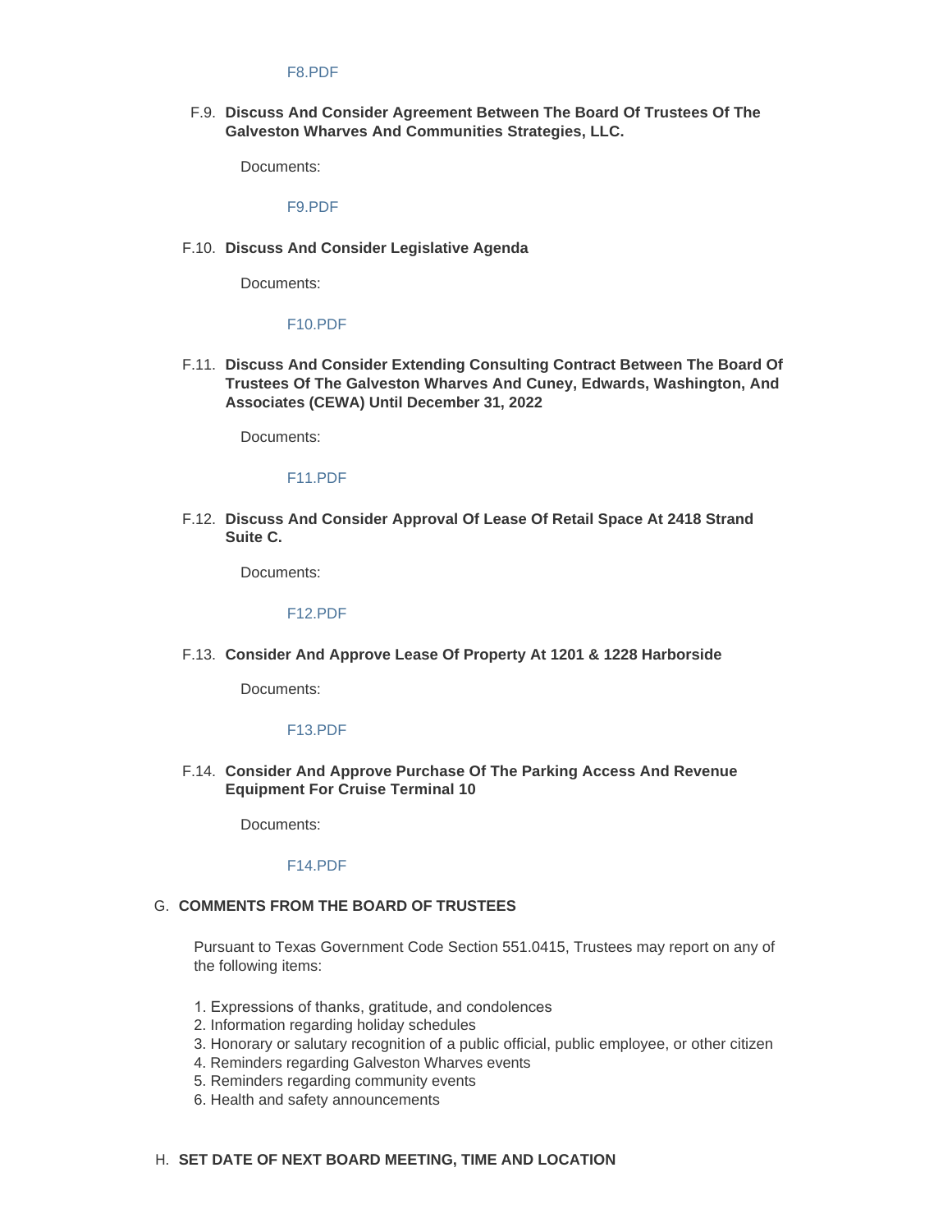F8.PDF

F.9. **Discuss And Consider Agreement Between The Board Of Trustees Of The Galveston Wharves And Communities Strategies, LLC.**

Documents:

F9.PDF

F.10. **Discuss And Consider Legislative Agenda**

Documents:

F10.PDF

F.11. **Discuss And Consider Extending Consulting Contract Between The Board Of Trustees Of The Galveston Wharves And Cuney, Edwards, Washington, And Associates (CEWA) Until December 31, 2022**

Documents:

F11.PDF

F.12. **Discuss And Consider Approval Of Lease Of Retail Space At 2418 Strand Suite C.**

Documents:

F12.PDF

F.13. **Consider And Approve Lease Of Property At 1201 & 1228 Harborside**

Documents:

F13.PDF

F.14. **Consider And Approve Purchase Of The Parking Access And Revenue Equipment For Cruise Terminal 10**

Documents:

F14.PDF

G. **COMMENTS FROM THE BOARD OF TRUSTEES**

Pursuant to Texas Government Code Section 551.0415, Trustees may report on any of the following items:

1. Expressions of thanks, gratitude, and condolences
2. Information regarding holiday schedules
3. Honorary or salutary recognition of a public official, public employee, or other citizen
4. Reminders regarding Galveston Wharves events
5. Reminders regarding community events
6. Health and safety announcements

H. **SET DATE OF NEXT BOARD MEETING, TIME AND LOCATION**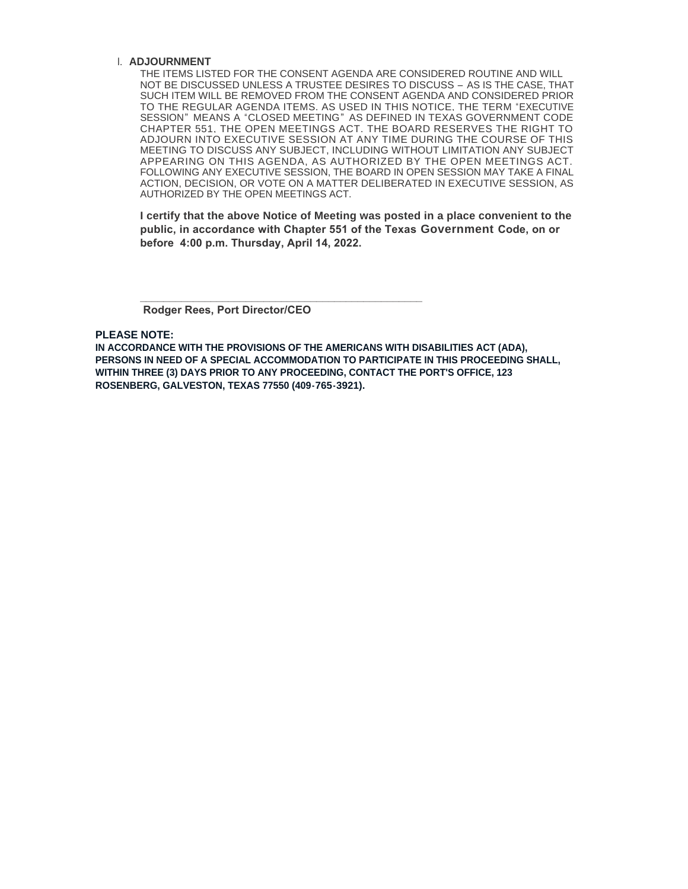I. **ADJOURNMENT**

THE ITEMS LISTED FOR THE CONSENT AGENDA ARE CONSIDERED ROUTINE AND WILL NOT BE DISCUSSED UNLESS A TRUSTEE DESIRES TO DISCUSS – AS IS THE CASE, THAT SUCH ITEM WILL BE REMOVED FROM THE CONSENT AGENDA AND CONSIDERED PRIOR TO THE REGULAR AGENDA ITEMS. AS USED IN THIS NOTICE, THE TERM "EXECUTIVE SESSION" MEANS A "CLOSED MEETING" AS DEFINED IN TEXAS GOVERNMENT CODE CHAPTER 551, THE OPEN MEETINGS ACT. THE BOARD RESERVES THE RIGHT TO ADJOURN INTO EXECUTIVE SESSION AT ANY TIME DURING THE COURSE OF THIS MEETING TO DISCUSS ANY SUBJECT, INCLUDING WITHOUT LIMITATION ANY SUBJECT APPEARING ON THIS AGENDA, AS AUTHORIZED BY THE OPEN MEETINGS ACT. FOLLOWING ANY EXECUTIVE SESSION, THE BOARD IN OPEN SESSION MAY TAKE A FINAL ACTION, DECISION, OR VOTE ON A MATTER DELIBERATED IN EXECUTIVE SESSION, AS AUTHORIZED BY THE OPEN MEETINGS ACT.

**I certify that the above Notice of Meeting was posted in a place convenient to the public, in accordance with Chapter 551 of the Texas Government Code, on or before 4:00 p.m. Thursday, April 14, 2022.**

\_\_\_\_\_\_\_\_\_\_\_\_\_\_\_\_\_\_\_\_\_\_\_\_\_\_\_\_\_\_\_\_\_\_\_\_\_\_\_\_\_\_\_\_

**Rodger Rees, Port Director/CEO**

**PLEASE NOTE:**

**IN ACCORDANCE WITH THE PROVISIONS OF THE AMERICANS WITH DISABILITIES ACT (ADA), PERSONS IN NEED OF A SPECIAL ACCOMMODATION TO PARTICIPATE IN THIS PROCEEDING SHALL, WITHIN THREE (3) DAYS PRIOR TO ANY PROCEEDING, CONTACT THE PORT'S OFFICE, 123 ROSENBERG, GALVESTON, TEXAS 77550 (409-765-3921).**